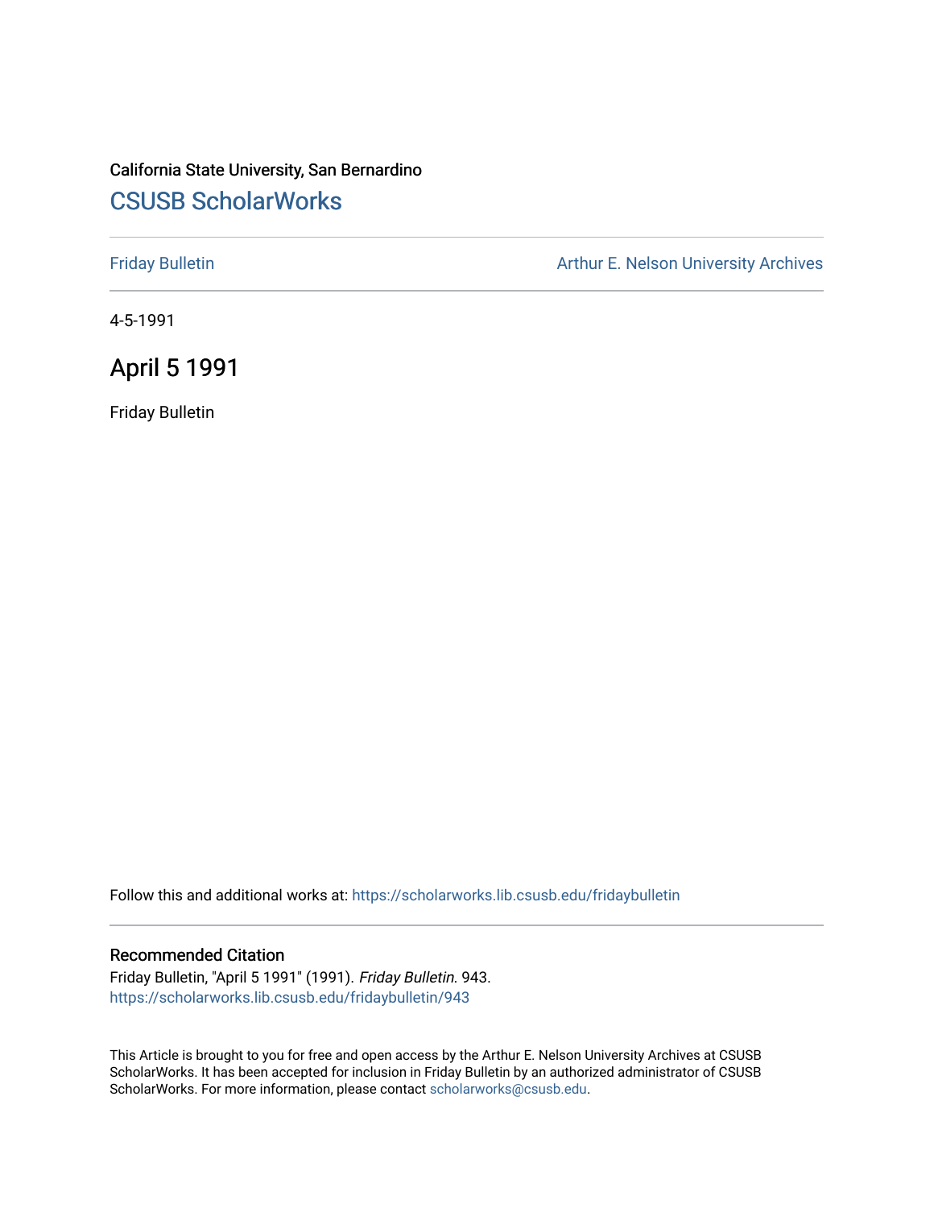California State University, San Bernardino

## CSUSB ScholarWorks

Friday Bulletin

Arthur E. Nelson University Archives

4-5-1991

# April 5 1991

Friday Bulletin

Follow this and additional works at: https://scholarworks.lib.csusb.edu/fridaybulletin

### Recommended Citation

Friday Bulletin, "April 5 1991" (1991). *Friday Bulletin*. 943.
https://scholarworks.lib.csusb.edu/fridaybulletin/943

This Article is brought to you for free and open access by the Arthur E. Nelson University Archives at CSUSB ScholarWorks. It has been accepted for inclusion in Friday Bulletin by an authorized administrator of CSUSB ScholarWorks. For more information, please contact scholarworks@csusb.edu.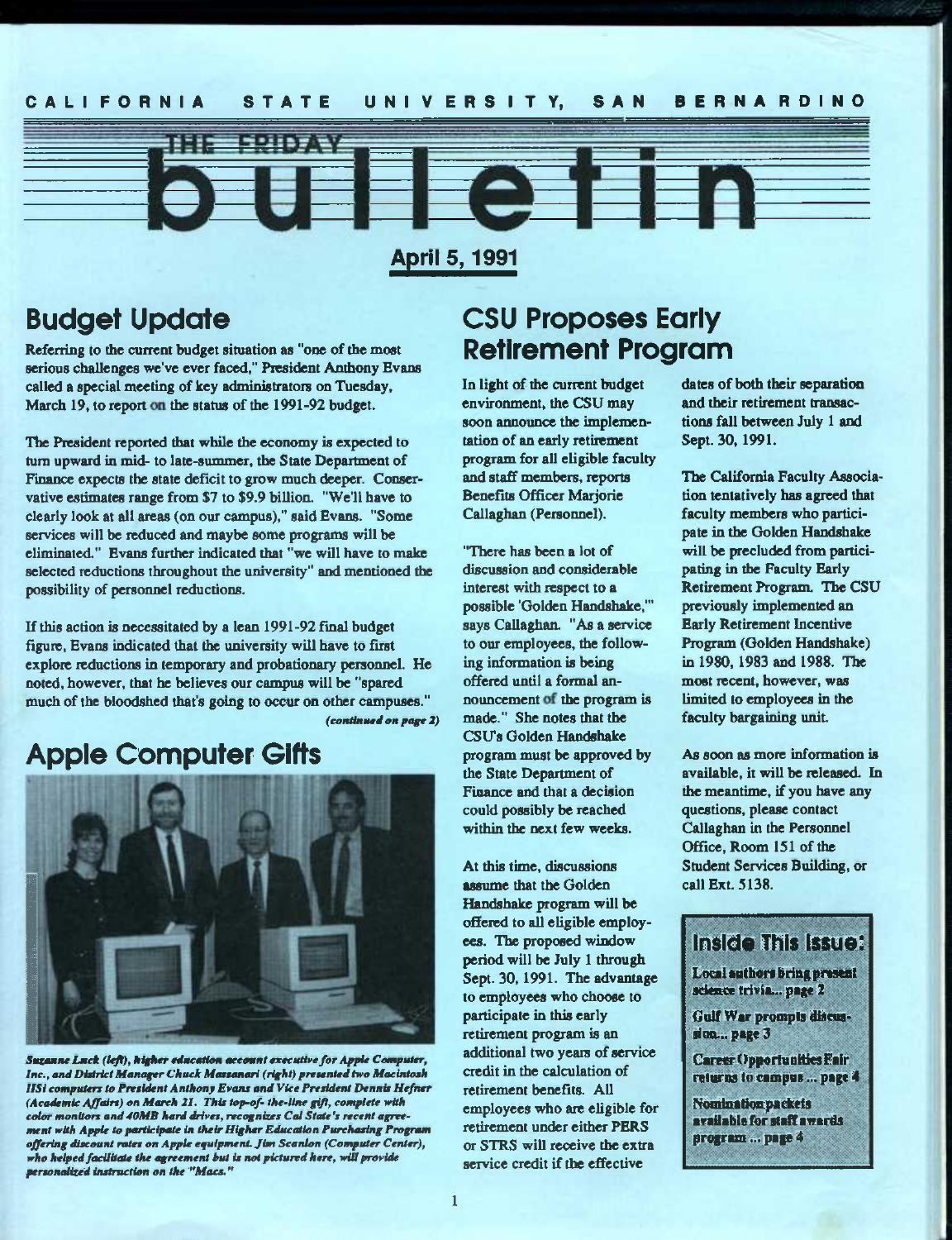CALIFORNIA STATE UNIVERSITY, SAN BERNARDINO

# THE FRIDAY bulletin

**April 5, 1991**

## Budget Update

Referring to the current budget situation as "one of the most serious challenges we've ever faced," President Anthony Evans called a special meeting of key administrators on Tuesday, March 19, to report on the status of the 1991-92 budget.

The President reported that while the economy is expected to turn upward in mid- to late-summer, the State Department of Finance expects the state deficit to grow much deeper. Conservative estimates range from $7 to $9.9 billion. "We'll have to clearly look at all areas (on our campus)," said Evans. "Some services will be reduced and maybe some programs will be eliminated." Evans further indicated that "we will have to make selected reductions throughout the university" and mentioned the possibility of personnel reductions.

If this action is necessitated by a lean 1991-92 final budget figure, Evans indicated that the university will have to first explore reductions in temporary and probationary personnel. He noted, however, that he believes our campus will be "spared much of the bloodshed that's going to occur on other campuses."

*(continued on page 2)*

## Apple Computer Gifts

***Suzanne Luck (left), higher education account executive for Apple Computer, Inc., and District Manager Chuck Massanari (right) presented two Macintosh IISi computers to President Anthony Evans and Vice President Dennis Hefner (Academic Affairs) on March 21. This top-of-the-line gift, complete with color monitors and 40MB hard drives, recognizes Cal State's recent agreement with Apple to participate in their Higher Education Purchasing Program offering discount rates on Apple equipment. Jim Scanlon (Computer Center), who helped facilitate the agreement but is not pictured here, will provide personalized instruction on the "Macs."***

## CSU Proposes Early Retirement Program

In light of the current budget environment, the CSU may soon announce the implementation of an early retirement program for all eligible faculty and staff members, reports Benefits Officer Marjorie Callaghan (Personnel).

"There has been a lot of discussion and considerable interest with respect to a possible 'Golden Handshake,'" says Callaghan. "As a service to our employees, the following information is being offered until a formal announcement of the program is made." She notes that the CSU's Golden Handshake program must be approved by the State Department of Finance and that a decision could possibly be reached within the next few weeks.

At this time, discussions assume that the Golden Handshake program will be offered to all eligible employees. The proposed window period will be July 1 through Sept. 30, 1991. The advantage to employees who choose to participate in this early retirement program is an additional two years of service credit in the calculation of retirement benefits. All employees who are eligible for retirement under either PERS or STRS will receive the extra service credit if the effective dates of both their separation and their retirement transactions fall between July 1 and Sept. 30, 1991.

The California Faculty Association tentatively has agreed that faculty members who participate in the Golden Handshake will be precluded from participating in the Faculty Early Retirement Program. The CSU previously implemented an Early Retirement Incentive Program (Golden Handshake) in 1980, 1983 and 1988. The most recent, however, was limited to employees in the faculty bargaining unit.

As soon as more information is available, it will be released. In the meantime, if you have any questions, please contact Callaghan in the Personnel Office, Room 151 of the Student Services Building, or call Ext. 5138.

### Inside This Issue:

- Local authors bring present science trivia... page 2
- Gulf War prompts discussion... page 3
- Career Opportunities Fair returns to campus ... page 4
- Nomination packets available for staff awards program ... page 4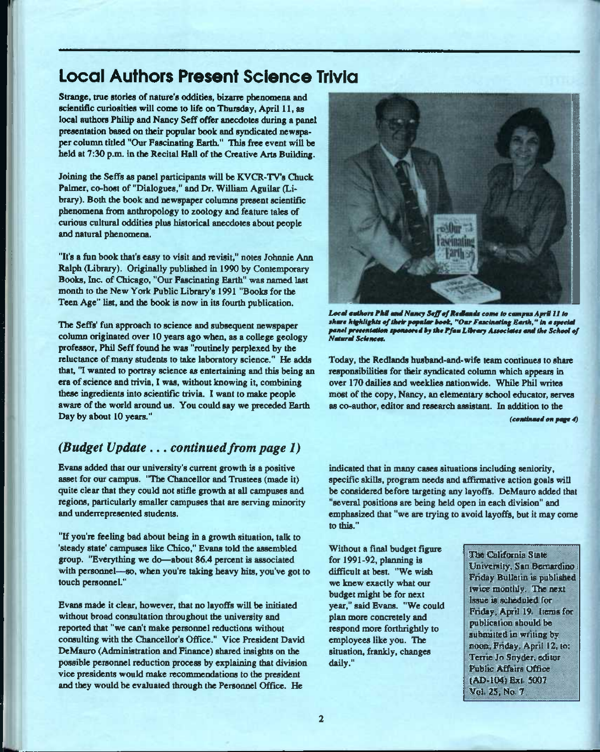## Local Authors Present Science Trivia

Strange, true stories of nature's oddities, bizarre phenomena and scientific curiosities will come to life on Thursday, April 11, as local authors Philip and Nancy Seff offer anecdotes during a panel presentation based on their popular book and syndicated newspaper column titled "Our Fascinating Earth." This free event will be held at 7:30 p.m. in the Recital Hall of the Creative Arts Building.

Joining the Seffs as panel participants will be KVCR-TV's Chuck Palmer, co-host of "Dialogues," and Dr. William Aguilar (Library). Both the book and newspaper columns present scientific phenomena from anthropology to zoology and feature tales of curious cultural oddities plus historical anecdotes about people and natural phenomena.

"It's a fun book that's easy to visit and revisit," notes Johnnie Ann Ralph (Library). Originally published in 1990 by Contemporary Books, Inc. of Chicago, "Our Fascinating Earth" was named last month to the New York Public Library's 1991 "Books for the Teen Age" list, and the book is now in its fourth publication.

The Seffs' fun approach to science and subsequent newspaper column originated over 10 years ago when, as a college geology professor, Phil Seff found he was "routinely perplexed by the reluctance of many students to take laboratory science." He adds that, "I wanted to portray science as entertaining and this being an era of science and trivia, I was, without knowing it, combining these ingredients into scientific trivia. I want to make people aware of the world around us. You could say we preceded Earth Day by about 10 years."

*Local authors Phil and Nancy Seff of Redlands come to campus April 11 to share highlights of their popular book, "Our Fascinating Earth," in a special panel presentation sponsored by the Pfau Library Associates and the School of Natural Sciences.*

Today, the Redlands husband-and-wife team continues to share responsibilities for their syndicated column which appears in over 170 dailies and weeklies nationwide. While Phil writes most of the copy, Nancy, an elementary school educator, serves as co-author, editor and research assistant. In addition to the

*(continued on page 4)*

### *(Budget Update . . . continued from page 1)*

Evans added that our university's current growth is a positive asset for our campus. "The Chancellor and Trustees (made it) quite clear that they could not stifle growth at all campuses and regions, particularly smaller campuses that are serving minority and underrepresented students.

"If you're feeling bad about being in a growth situation, talk to 'steady state' campuses like Chico," Evans told the assembled group. "Everything we do—about 86.4 percent is associated with personnel—so, when you're taking heavy hits, you've got to touch personnel."

Evans made it clear, however, that no layoffs will be initiated without broad consultation throughout the university and reported that "we can't make personnel reductions without consulting with the Chancellor's Office." Vice President David DeMauro (Administration and Finance) shared insights on the possible personnel reduction process by explaining that division vice presidents would make recommendations to the president and they would be evaluated through the Personnel Office. He indicated that in many cases situations including seniority, specific skills, program needs and affirmative action goals will be considered before targeting any layoffs. DeMauro added that "several positions are being held open in each division" and emphasized that "we are trying to avoid layoffs, but it may come to this."

Without a final budget figure for 1991-92, planning is difficult at best. "We wish we knew exactly what our budget might be for next year," said Evans. "We could plan more concretely and respond more forthrightly to employees like you. The situation, frankly, changes daily."

The California State University, San Bernardino Friday Bulletin is published twice monthly. The next issue is scheduled for Friday, April 19. Items for publication should be submitted in writing by noon, Friday, April 12, to: Terrie Jo Snyder, editor Public Affairs Office (AD-104) Ext. 5007 Vol. 25, No. 7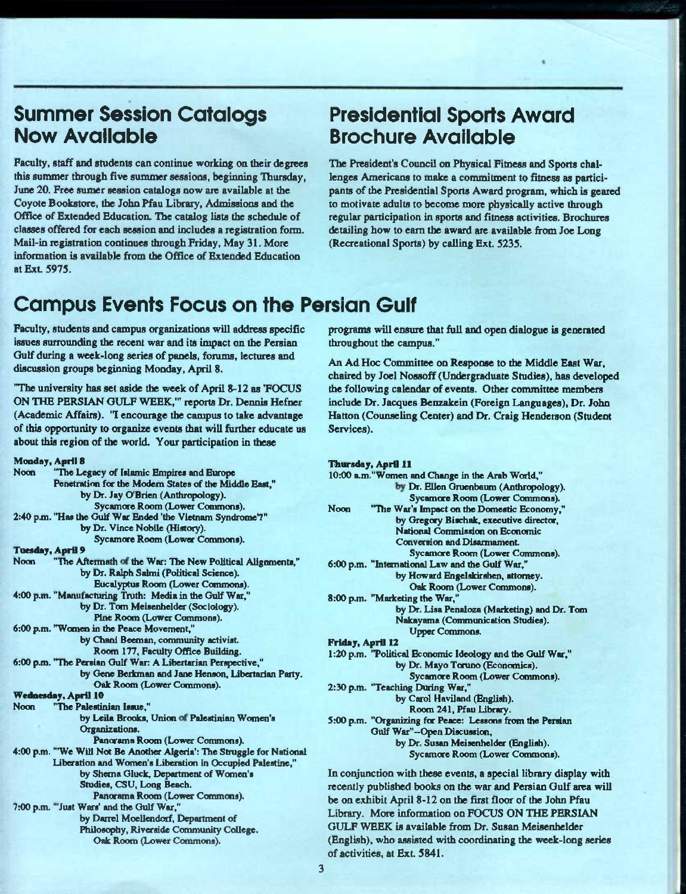## Summer Session Catalogs Now Available

Faculty, staff and students can continue working on their degrees this summer through five summer sessions, beginning Thursday, June 20. Free sumer session catalogs now are available at the Coyote Bookstore, the John Pfau Library, Admissions and the Office of Extended Education. The catalog lists the schedule of classes offered for each session and includes a registration form. Mail-in registration continues through Friday, May 31. More information is available from the Office of Extended Education at Ext. 5975.

## Presidential Sports Award Brochure Available

The President's Council on Physical Fitness and Sports challenges Americans to make a commitment to fitness as participants of the Presidential Sports Award program, which is geared to motivate adults to become more physically active through regular participation in sports and fitness activities. Brochures detailing how to earn the award are available from Joe Long (Recreational Sports) by calling Ext. 5235.

## Campus Events Focus on the Persian Gulf

Faculty, students and campus organizations will address specific issues surrounding the recent war and its impact on the Persian Gulf during a week-long series of panels, forums, lectures and discussion groups beginning Monday, April 8.

"The university has set aside the week of April 8-12 as 'FOCUS ON THE PERSIAN GULF WEEK,'" reports Dr. Dennis Hefner (Academic Affairs). "I encourage the campus to take advantage of this opportunity to organize events that will further educate us about this region of the world. Your participation in these programs will ensure that full and open dialogue is generated throughout the campus."

An Ad Hoc Committee on Response to the Middle East War, chaired by Joel Nossoff (Undergraduate Studies), has developed the following calendar of events. Other committee members include Dr. Jacques Benzakein (Foreign Languages), Dr. John Hatton (Counseling Center) and Dr. Craig Henderson (Student Services).

**Monday, April 8**

Noon "The Legacy of Islamic Empires and Europe Penetration for the Modern States of the Middle East," by Dr. Jay O'Brien (Anthropology). Sycamore Room (Lower Commons).

2:40 p.m. "Has the Gulf War Ended 'the Vietnam Syndrome'?" by Dr. Vince Nobile (History). Sycamore Room (Lower Commons).

**Tuesday, April 9**

Noon "The Aftermath of the War: The New Political Alignments," by Dr. Ralph Salmi (Political Science). Eucalyptus Room (Lower Commons).

4:00 p.m. "Manufacturing Truth: Media in the Gulf War," by Dr. Tom Meisenhelder (Sociology). Pine Room (Lower Commons).

6:00 p.m. "Women in the Peace Movement," by Chani Beeman, community activist. Room 177, Faculty Office Building.

6:00 p.m. "The Persian Gulf War: A Libertarian Perspective," by Gene Berkman and Jane Henson, Libertarian Party. Oak Room (Lower Commons).

**Wednesday, April 10**

Noon "The Palestinian Issue," by Leila Brooks, Union of Palestinian Women's Organizations. Panorama Room (Lower Commons).

4:00 p.m. "'We Will Not Be Another Algeria': The Struggle for National Liberation and Women's Liberation in Occupied Palestine," by Sherna Gluck, Department of Women's Studies, CSU, Long Beach. Panorama Room (Lower Commons).

7:00 p.m. "'Just Wars' and the Gulf War," by Darrel Moellendorf, Department of Philosophy, Riverside Community College. Oak Room (Lower Commons).

**Thursday, April 11**

10:00 a.m. "Women and Change in the Arab World," by Dr. Ellen Gruenbaum (Anthropology). Sycamore Room (Lower Commons).

Noon "The War's Impact on the Domestic Economy," by Gregory Bischak, executive director, National Commission on Economic Conversion and Disarmament. Sycamore Room (Lower Commons).

6:00 p.m. "International Law and the Gulf War," by Howard Engelskirshen, attorney. Oak Room (Lower Commons).

8:00 p.m. "Marketing the War," by Dr. Lisa Penaloza (Marketing) and Dr. Tom Nakayama (Communication Studies). Upper Commons.

**Friday, April 12**

1:20 p.m. "Political Economic Ideology and the Gulf War," by Dr. Mayo Toruno (Economics). Sycamore Room (Lower Commons).

2:30 p.m. "Teaching During War," by Carol Haviland (English). Room 241, Pfau Library.

5:00 p.m. "Organizing for Peace: Lessons from the Persian Gulf War"–Open Discussion, by Dr. Susan Meisenhelder (English). Sycamore Room (Lower Commons).

In conjunction with these events, a special library display with recently published books on the war and Persian Gulf area will be on exhibit April 8-12 on the first floor of the John Pfau Library. More information on FOCUS ON THE PERSIAN GULF WEEK is available from Dr. Susan Meisenhelder (English), who assisted with coordinating the week-long series of activities, at Ext. 5841.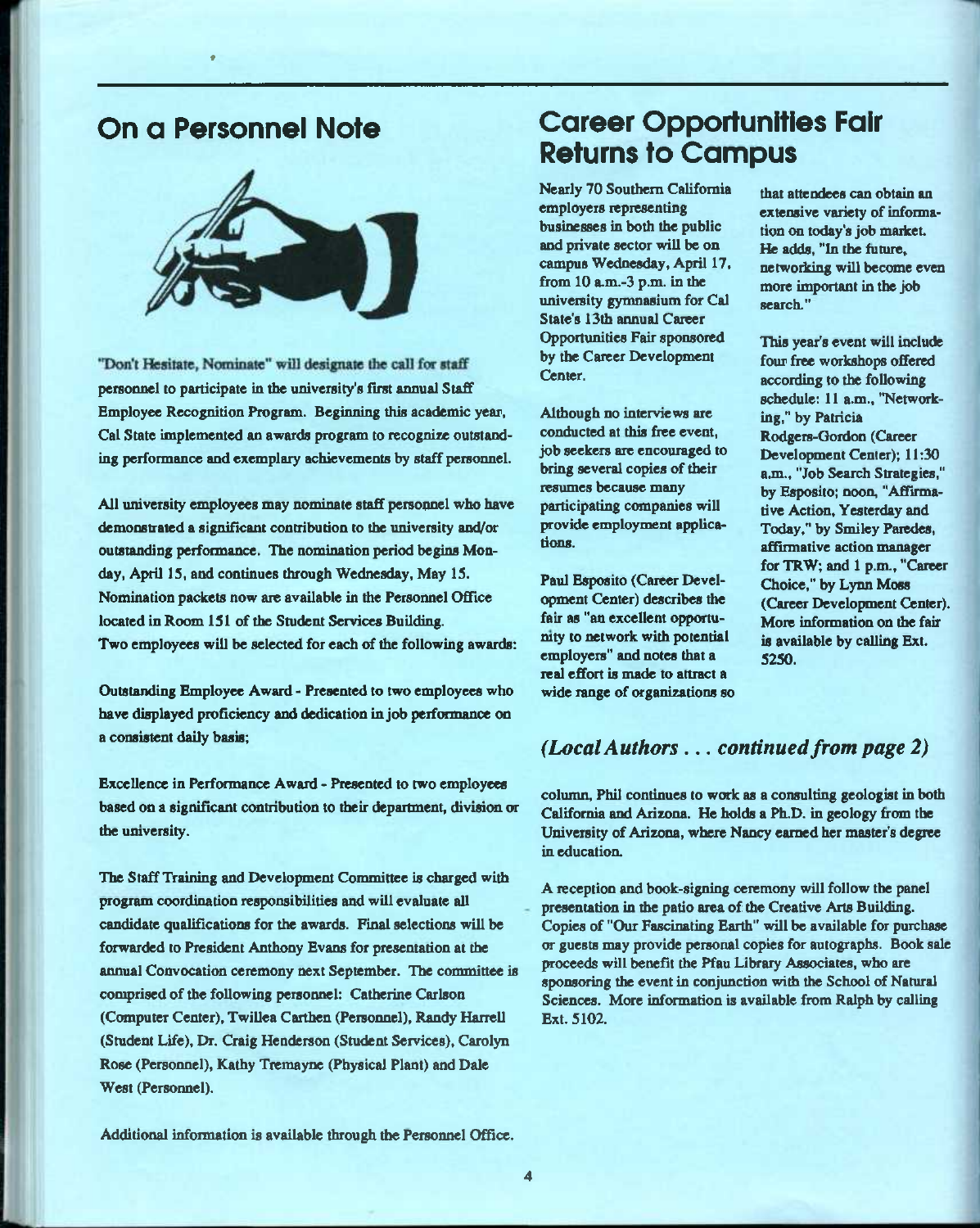## On a Personnel Note

"Don't Hesitate, Nominate" will designate the call for staff personnel to participate in the university's first annual Staff Employee Recognition Program. Beginning this academic year, Cal State implemented an awards program to recognize outstanding performance and exemplary achievements by staff personnel.

All university employees may nominate staff personnel who have demonstrated a significant contribution to the university and/or outstanding performance. The nomination period begins Monday, April 15, and continues through Wednesday, May 15. Nomination packets now are available in the Personnel Office located in Room 151 of the Student Services Building. Two employees will be selected for each of the following awards:

Outstanding Employee Award - Presented to two employees who have displayed proficiency and dedication in job performance on a consistent daily basis;

Excellence in Performance Award - Presented to two employees based on a significant contribution to their department, division or the university.

The Staff Training and Development Committee is charged with program coordination responsibilities and will evaluate all candidate qualifications for the awards. Final selections will be forwarded to President Anthony Evans for presentation at the annual Convocation ceremony next September. The committee is comprised of the following personnel: Catherine Carlson (Computer Center), Twillea Carthen (Personnel), Randy Harrell (Student Life), Dr. Craig Henderson (Student Services), Carolyn Rose (Personnel), Kathy Tremayne (Physical Plant) and Dale West (Personnel).

Additional information is available through the Personnel Office.

## Career Opportunities Fair Returns to Campus

Nearly 70 Southern California employers representing businesses in both the public and private sector will be on campus Wednesday, April 17, from 10 a.m.-3 p.m. in the university gymnasium for Cal State's 13th annual Career Opportunities Fair sponsored by the Career Development Center.

Although no interviews are conducted at this free event, job seekers are encouraged to bring several copies of their resumes because many participating companies will provide employment applications.

Paul Esposito (Career Development Center) describes the fair as "an excellent opportunity to network with potential employers" and notes that a real effort is made to attract a wide range of organizations so that attendees can obtain an extensive variety of information on today's job market. He adds, "In the future, networking will become even more important in the job search."

This year's event will include four free workshops offered according to the following schedule: 11 a.m., "Networking," by Patricia Rodgers-Gordon (Career Development Center); 11:30 a.m., "Job Search Strategies," by Esposito; noon, "Affirmative Action, Yesterday and Today," by Smiley Paredes, affirmative action manager for TRW; and 1 p.m., "Career Choice," by Lynn Moss (Career Development Center). More information on the fair is available by calling Ext. 5250.

### *(Local Authors . . . continued from page 2)*

column, Phil continues to work as a consulting geologist in both California and Arizona. He holds a Ph.D. in geology from the University of Arizona, where Nancy earned her master's degree in education.

A reception and book-signing ceremony will follow the panel presentation in the patio area of the Creative Arts Building. Copies of "Our Fascinating Earth" will be available for purchase or guests may provide personal copies for autographs. Book sale proceeds will benefit the Pfau Library Associates, who are sponsoring the event in conjunction with the School of Natural Sciences. More information is available from Ralph by calling Ext. 5102.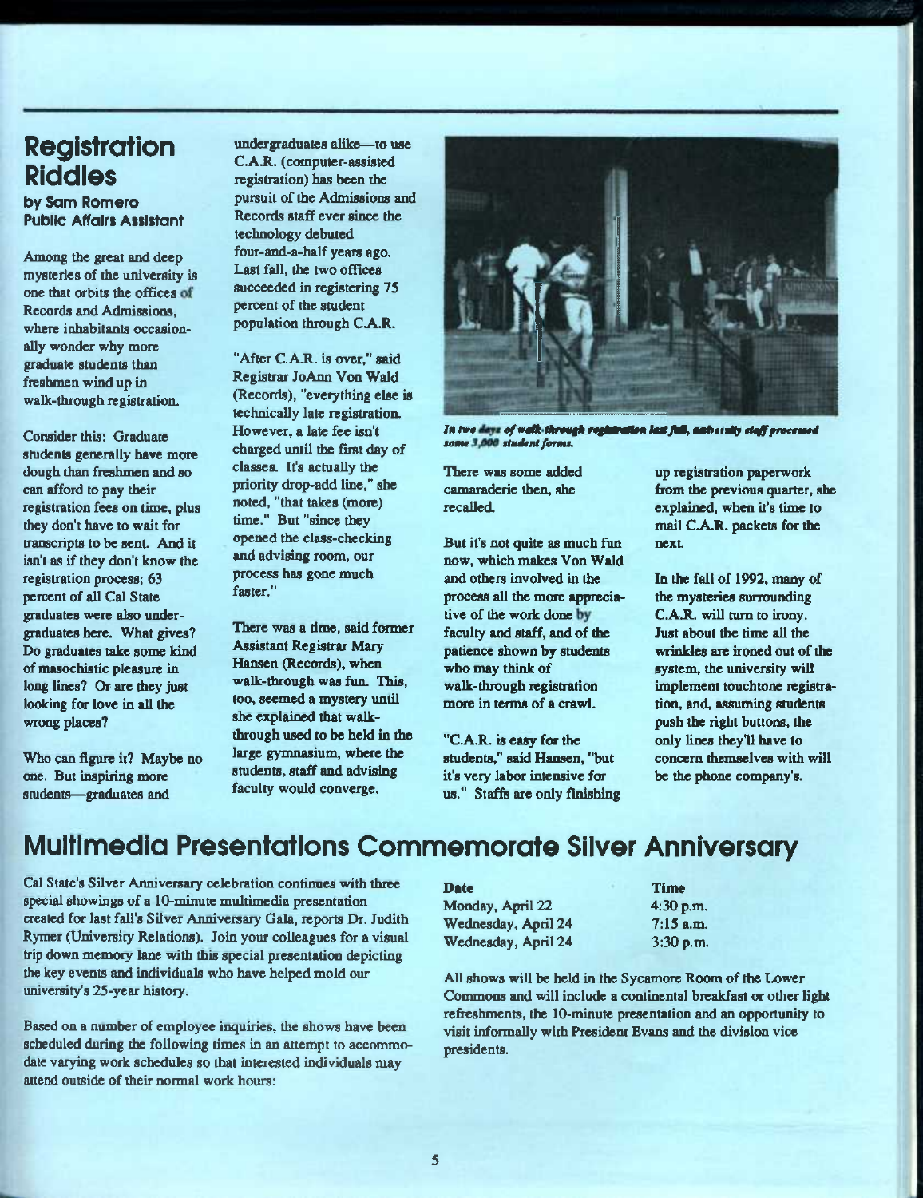## Registration Riddles

**by Sam Romero**
**Public Affairs Assistant**

Among the great and deep mysteries of the university is one that orbits the offices of Records and Admissions, where inhabitants occasionally wonder why more graduate students than freshmen wind up in walk-through registration.

Consider this: Graduate students generally have more dough than freshmen and so can afford to pay their registration fees on time, plus they don't have to wait for transcripts to be sent. And it isn't as if they don't know the registration process; 63 percent of all Cal State graduates were also undergraduates here. What gives? Do graduates take some kind of masochistic pleasure in long lines? Or are they just looking for love in all the wrong places?

Who can figure it? Maybe no one. But inspiring more students—graduates and undergraduates alike—to use C.A.R. (computer-assisted registration) has been the pursuit of the Admissions and Records staff ever since the technology debuted four-and-a-half years ago. Last fall, the two offices succeeded in registering 75 percent of the student population through C.A.R.

"After C.A.R. is over," said Registrar JoAnn Von Wald (Records), "everything else is technically late registration. However, a late fee isn't charged until the first day of classes. It's actually the priority drop-add line," she noted, "that takes (more) time." But "since they opened the class-checking and advising room, our process has gone much faster."

There was a time, said former Assistant Registrar Mary Hansen (Records), when walk-through was fun. This, too, seemed a mystery until she explained that walk-through used to be held in the large gymnasium, where the students, staff and advising faculty would converge.

*In two days of walk-through registration last fall, university staff processed some 3,000 student forms.*

There was some added camaraderie then, she recalled.

But it's not quite as much fun now, which makes Von Wald and others involved in the process all the more appreciative of the work done by faculty and staff, and of the patience shown by students who may think of walk-through registration more in terms of a crawl.

"C.A.R. is easy for the students," said Hansen, "but it's very labor intensive for us." Staffs are only finishing up registration paperwork from the previous quarter, she explained, when it's time to mail C.A.R. packets for the next.

In the fall of 1992, many of the mysteries surrounding C.A.R. will turn to irony. Just about the time all the wrinkles are ironed out of the system, the university will implement touchtone registration, and, assuming students push the right buttons, the only lines they'll have to concern themselves with will be the phone company's.

## Multimedia Presentations Commemorate Silver Anniversary

Cal State's Silver Anniversary celebration continues with three special showings of a 10-minute multimedia presentation created for last fall's Silver Anniversary Gala, reports Dr. Judith Rymer (University Relations). Join your colleagues for a visual trip down memory lane with this special presentation depicting the key events and individuals who have helped mold our university's 25-year history.

Based on a number of employee inquiries, the shows have been scheduled during the following times in an attempt to accommodate varying work schedules so that interested individuals may attend outside of their normal work hours:

| Date | Time |
| --- | --- |
| Monday, April 22 | 4:30 p.m. |
| Wednesday, April 24 | 7:15 a.m. |
| Wednesday, April 24 | 3:30 p.m. |

All shows will be held in the Sycamore Room of the Lower Commons and will include a continental breakfast or other light refreshments, the 10-minute presentation and an opportunity to visit informally with President Evans and the division vice presidents.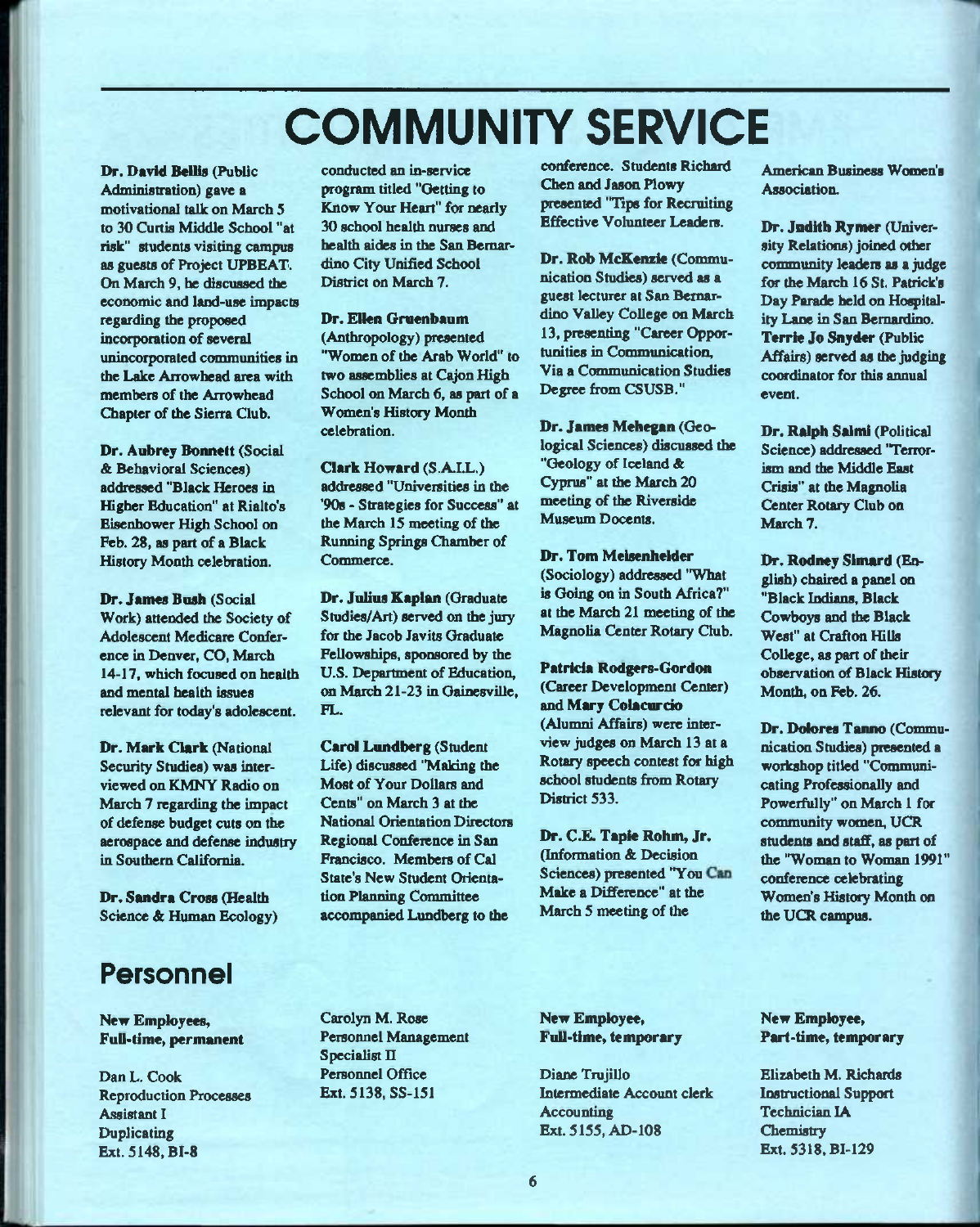# COMMUNITY SERVICE

**Dr. David Bellis** (Public Administration) gave a motivational talk on March 5 to 30 Curtis Middle School "at risk" students visiting campus as guests of Project UPBEAT. On March 9, he discussed the economic and land-use impacts regarding the proposed incorporation of several unincorporated communities in the Lake Arrowhead area with members of the Arrowhead Chapter of the Sierra Club.

**Dr. Aubrey Bonnett** (Social & Behavioral Sciences) addressed "Black Heroes in Higher Education" at Rialto's Eisenhower High School on Feb. 28, as part of a Black History Month celebration.

**Dr. James Bush** (Social Work) attended the Society of Adolescent Medicare Conference in Denver, CO, March 14-17, which focused on health and mental health issues relevant for today's adolescent.

**Dr. Mark Clark** (National Security Studies) was interviewed on KMNY Radio on March 7 regarding the impact of defense budget cuts on the aerospace and defense industry in Southern California.

**Dr. Sandra Cross** (Health Science & Human Ecology) conducted an in-service program titled "Getting to Know Your Heart" for nearly 30 school health nurses and health aides in the San Bernardino City Unified School District on March 7.

**Dr. Ellen Gruenbaum** (Anthropology) presented "Women of the Arab World" to two assemblies at Cajon High School on March 6, as part of a Women's History Month celebration.

**Clark Howard** (S.A.I.L.) addressed "Universities in the '90s - Strategies for Success" at the March 15 meeting of the Running Springs Chamber of Commerce.

**Dr. Julius Kaplan** (Graduate Studies/Art) served on the jury for the Jacob Javits Graduate Fellowships, sponsored by the U.S. Department of Education, on March 21-23 in Gainesville, FL.

**Carol Lundberg** (Student Life) discussed "Making the Most of Your Dollars and Cents" on March 3 at the National Orientation Directors Regional Conference in San Francisco. Members of Cal State's New Student Orientation Planning Committee accompanied Lundberg to the conference. Students Richard Chen and Jason Plowy presented "Tips for Recruiting Effective Volunteer Leaders.

**Dr. Rob McKenzie** (Communication Studies) served as a guest lecturer at San Bernardino Valley College on March 13, presenting "Career Opportunities in Communication, Via a Communication Studies Degree from CSUSB."

**Dr. James Mehegan** (Geological Sciences) discussed the "Geology of Iceland & Cyprus" at the March 20 meeting of the Riverside Museum Docents.

**Dr. Tom Meisenhelder** (Sociology) addressed "What is Going on in South Africa?" at the March 21 meeting of the Magnolia Center Rotary Club.

**Patricia Rodgers-Gordon** (Career Development Center) and **Mary Colacurcio** (Alumni Affairs) were interview judges on March 13 at a Rotary speech contest for high school students from Rotary District 533.

**Dr. C.E. Tapie Rohm, Jr.** (Information & Decision Sciences) presented "You Can Make a Difference" at the March 5 meeting of the American Business Women's Association.

**Dr. Judith Rymer** (University Relations) joined other community leaders as a judge for the March 16 St. Patrick's Day Parade held on Hospitality Lane in San Bernardino. **Terrie Jo Snyder** (Public Affairs) served as the judging coordinator for this annual event.

**Dr. Ralph Salmi** (Political Science) addressed "Terrorism and the Middle East Crisis" at the Magnolia Center Rotary Club on March 7.

**Dr. Rodney Simard** (English) chaired a panel on "Black Indians, Black Cowboys and the Black West" at Crafton Hills College, as part of their observation of Black History Month, on Feb. 26.

**Dr. Dolores Tanno** (Communication Studies) presented a workshop titled "Communicating Professionally and Powerfully" on March 1 for community women, UCR students and staff, as part of the "Woman to Woman 1991" conference celebrating Women's History Month on the UCR campus.

## Personnel

**New Employees, Full-time, permanent**

Dan L. Cook
Reproduction Processes Assistant I
Duplicating
Ext. 5148, BI-8

Carolyn M. Rose
Personnel Management Specialist II
Personnel Office
Ext. 5138, SS-151

**New Employee, Full-time, temporary**

Diane Trujillo
Intermediate Account clerk
Accounting
Ext. 5155, AD-108

**New Employee, Part-time, temporary**

Elizabeth M. Richards
Instructional Support Technician IA
Chemistry
Ext. 5318, BI-129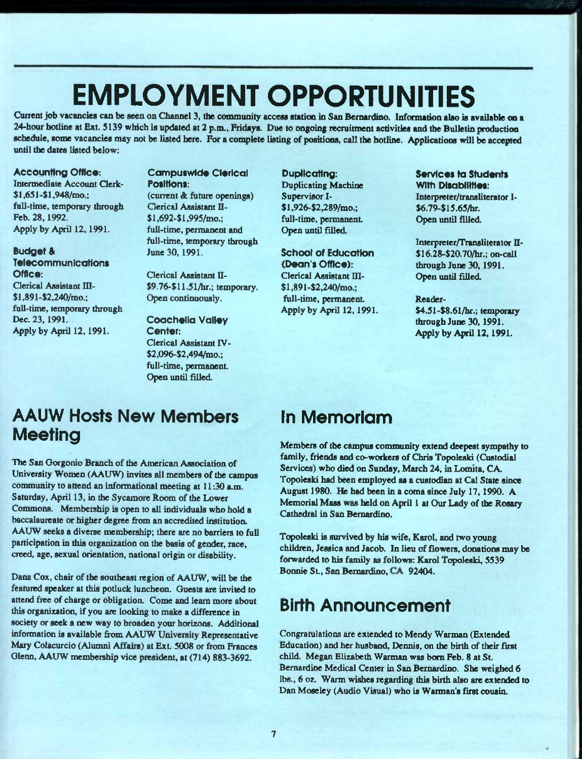# EMPLOYMENT OPPORTUNITIES

Current job vacancies can be seen on Channel 3, the community access station in San Bernardino. Information also is available on a 24-hour hotline at Ext. 5139 which is updated at 2 p.m., Fridays. Due to ongoing recruitment activities and the Bulletin production schedule, some vacancies may not be listed here. For a complete listing of positions, call the hotline. Applications will be accepted until the dates listed below:

**Accounting Office:**
Intermediate Account Clerk-
$1,651-$1,948/mo.;
full-time, temporary through Feb. 28, 1992.
Apply by April 12, 1991.

**Budget & Telecommunications Office:**
Clerical Assistant III-
$1,891-$2,240/mo.;
full-time, temporary through Dec. 23, 1991.
Apply by April 12, 1991.

**Campuswide Clerical Positions:**
(current & future openings)
Clerical Assistant II-
$1,692-$1,995/mo.;
full-time, permanent and full-time, temporary through June 30, 1991.

Clerical Assistant II-
$9.76-$11.51/hr.; temporary.
Open continuously.

**Coachella Valley Center:**
Clerical Assistant IV-
$2,096-$2,494/mo.;
full-time, permanent.
Open until filled.

**Duplicating:**
Duplicating Machine Supervisor I-
$1,926-$2,289/mo.;
full-time, permanent.
Open until filled.

**School of Education (Dean's Office):**
Clerical Assistant III-
$1,891-$2,240/mo.;
full-time, permanent.
Apply by April 12, 1991.

**Services to Students With Disabilities:**
Interpreter/transliterator I-
$6.79-$15.65/hr.
Open until filled.

Interpreter/Transliterator II-
$16.28-$20.70/hr.; on-call through June 30, 1991.
Open until filled.

Reader-
$4.51-$8.61/hr.; temporary through June 30, 1991.
Apply by April 12, 1991.

## AAUW Hosts New Members Meeting

The San Gorgonio Branch of the American Association of University Women (AAUW) invites all members of the campus community to attend an informational meeting at 11:30 a.m. Saturday, April 13, in the Sycamore Room of the Lower Commons. Membership is open to all individuals who hold a baccalaureate or higher degree from an accredited institution. AAUW seeks a diverse membership; there are no barriers to full participation in this organization on the basis of gender, race, creed, age, sexual orientation, national origin or disability.

Dana Cox, chair of the southeast region of AAUW, will be the featured speaker at this potluck luncheon. Guests are invited to attend free of charge or obligation. Come and learn more about this organization, if you are looking to make a difference in society or seek a new way to broaden your horizons. Additional information is available from AAUW University Representative Mary Colacurcio (Alumni Affairs) at Ext. 5008 or from Frances Glenn, AAUW membership vice president, at (714) 883-3692.

## In Memoriam

Members of the campus community extend deepest sympathy to family, friends and co-workers of Chris Topoleski (Custodial Services) who died on Sunday, March 24, in Lomita, CA. Topoleski had been employed as a custodian at Cal State since August 1980. He had been in a coma since July 17, 1990. A Memorial Mass was held on April 1 at Our Lady of the Rosary Cathedral in San Bernardino.

Topoleski is survived by his wife, Karol, and two young children, Jessica and Jacob. In lieu of flowers, donations may be forwarded to his family as follows: Karol Topoleski, 5539 Bonnie St., San Bernardino, CA 92404.

## Birth Announcement

Congratulations are extended to Mendy Warman (Extended Education) and her husband, Dennis, on the birth of their first child. Megan Elizabeth Warman was born Feb. 8 at St. Bernardine Medical Center in San Bernardino. She weighed 6 lbs., 6 oz. Warm wishes regarding this birth also are extended to Dan Moseley (Audio Visual) who is Warman's first cousin.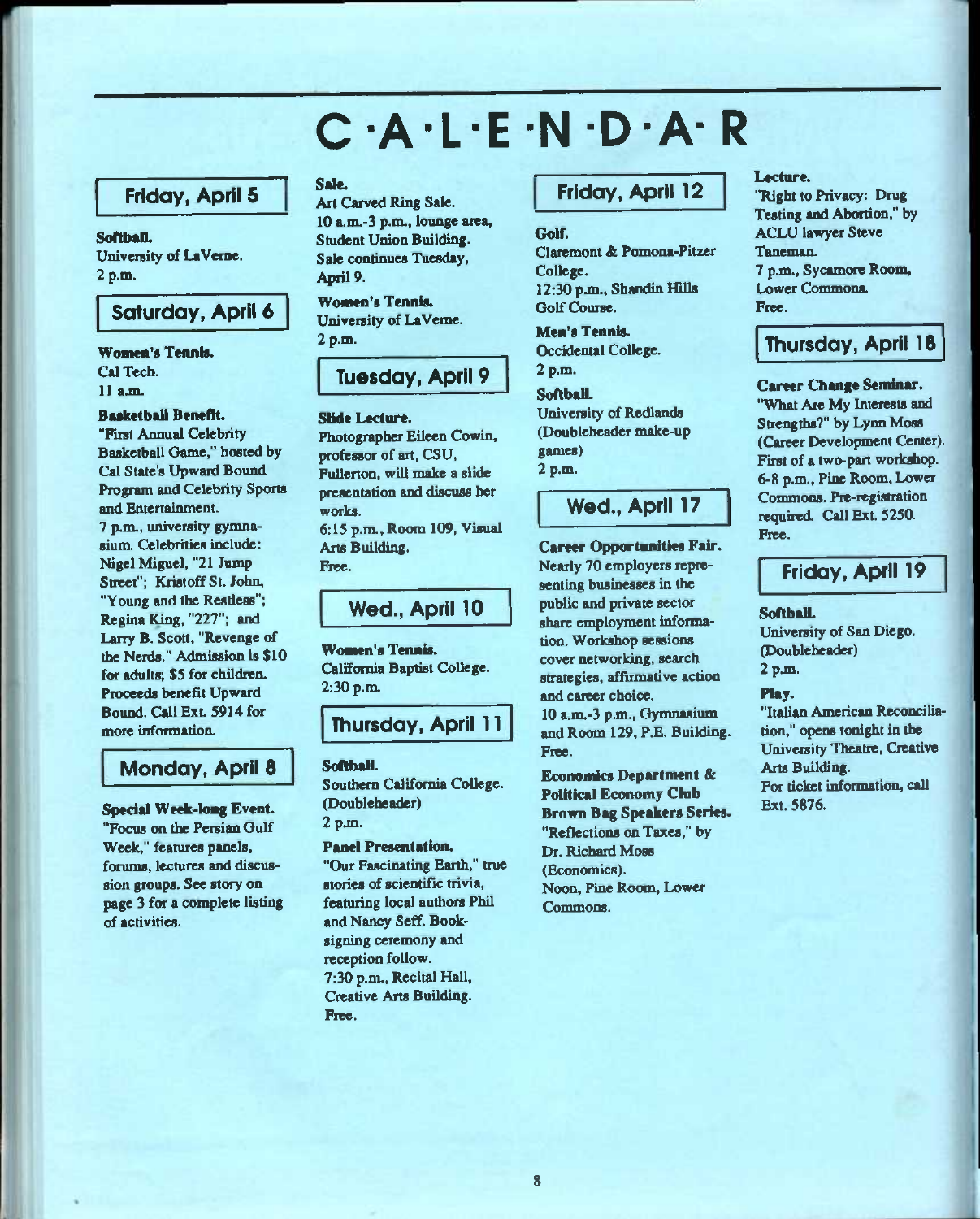# C·A·L·E·N·D·A·R

## Friday, April 5

**Softball.**
University of LaVerne.
2 p.m.

## Saturday, April 6

**Women's Tennis.**
Cal Tech.
11 a.m.

**Basketball Benefit.**
"First Annual Celebrity Basketball Game," hosted by Cal State's Upward Bound Program and Celebrity Sports and Entertainment.
7 p.m., university gymnasium. Celebrities include: Nigel Miguel, "21 Jump Street"; Kristoff St. John, "Young and the Restless"; Regina King, "227"; and Larry B. Scott, "Revenge of the Nerds." Admission is $10 for adults; $5 for children. Proceeds benefit Upward Bound. Call Ext. 5914 for more information.

## Monday, April 8

**Special Week-long Event.**
"Focus on the Persian Gulf Week," features panels, forums, lectures and discussion groups. See story on page 3 for a complete listing of activities.

**Sale.**
Art Carved Ring Sale.
10 a.m.-3 p.m., lounge area, Student Union Building. Sale continues Tuesday, April 9.

**Women's Tennis.**
University of LaVerne.
2 p.m.

## Tuesday, April 9

**Slide Lecture.**
Photographer Eileen Cowin, professor of art, CSU, Fullerton, will make a slide presentation and discuss her works.
6:15 p.m., Room 109, Visual Arts Building.
Free.

## Wed., April 10

**Women's Tennis.**
California Baptist College.
2:30 p.m.

## Thursday, April 11

**Softball.**
Southern California College.
(Doubleheader)
2 p.m.

**Panel Presentation.**
"Our Fascinating Earth," true stories of scientific trivia, featuring local authors Phil and Nancy Seff. Book-signing ceremony and reception follow.
7:30 p.m., Recital Hall, Creative Arts Building.
Free.

## Friday, April 12

**Golf.**
Claremont & Pomona-Pitzer College.
12:30 p.m., Shandin Hills Golf Course.

**Men's Tennis.**
Occidental College.
2 p.m.

**Softball.**
University of Redlands
(Doubleheader make-up games)
2 p.m.

## Wed., April 17

**Career Opportunities Fair.**
Nearly 70 employers representing businesses in the public and private sector share employment information. Workshop sessions cover networking, search strategies, affirmative action and career choice.
10 a.m.-3 p.m., Gymnasium and Room 129, P.E. Building.
Free.

**Economics Department & Political Economy Club Brown Bag Speakers Series.**
"Reflections on Taxes," by Dr. Richard Moss (Economics).
Noon, Pine Room, Lower Commons.

**Lecture.**
"Right to Privacy: Drug Testing and Abortion," by ACLU lawyer Steve Taneman.
7 p.m., Sycamore Room, Lower Commons.
Free.

## Thursday, April 18

**Career Change Seminar.**
"What Are My Interests and Strengths?" by Lynn Moss (Career Development Center). First of a two-part workshop.
6-8 p.m., Pine Room, Lower Commons. Pre-registration required. Call Ext. 5250.
Free.

## Friday, April 19

**Softball.**
University of San Diego.
(Doubleheader)
2 p.m.

**Play.**
"Italian American Reconciliation," opens tonight in the University Theatre, Creative Arts Building.
For ticket information, call Ext. 5876.